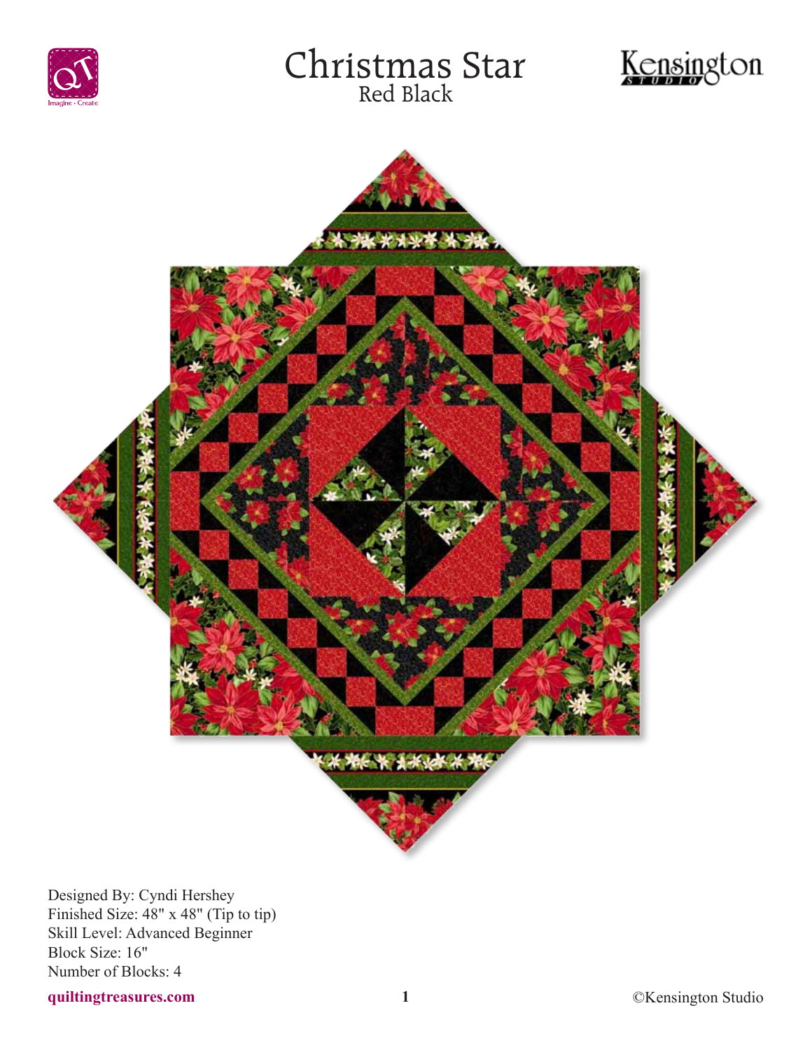# Christmas Star

## Red Black

Designed By: Cyndi Hershey
Finished Size: 48" x 48" (Tip to tip)
Skill Level: Advanced Beginner
Block Size: 16"
Number of Blocks: 4

**quiltingtreasures.com**

©Kensington Studio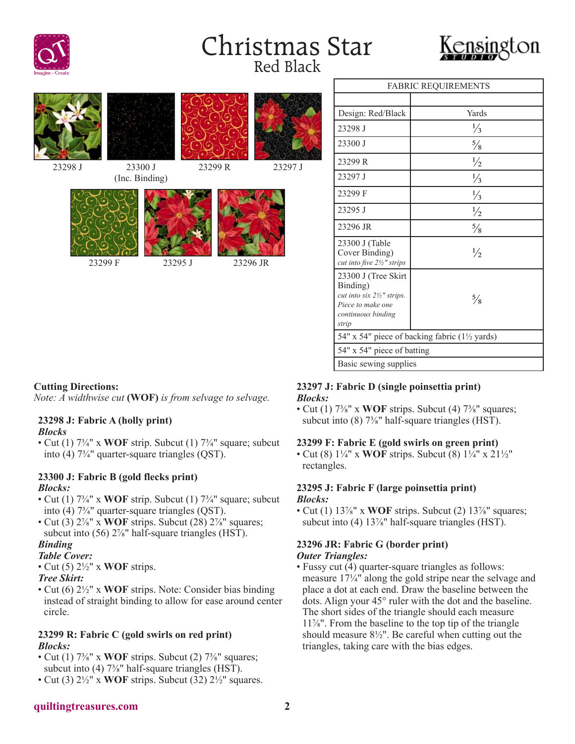# Christmas Star

## Red Black

23298 J

23300 J (Inc. Binding)

23299 R

23297 J

23299 F

23295 J

23296 JR

| FABRIC REQUIREMENTS | |
|---|---|
| | |
| Design: Red/Black | Yards |
| 23298 J | ⅓ |
| 23300 J | ⅝ |
| 23299 R | ½ |
| 23297 J | ⅓ |
| 23299 F | ⅓ |
| 23295 J | ½ |
| 23296 JR | ⅝ |
| 23300 J (Table Cover Binding) *cut into five 2½" strips* | ½ |
| 23300 J (Tree Skirt Binding) *cut into six 2½" strips. Piece to make one continuous binding strip* | ⅝ |
| 54" x 54" piece of backing fabric (1½ yards) | |
| 54" x 54" piece of batting | |
| Basic sewing supplies | |

**Cutting Directions:**

*Note: A widthwise cut* **(WOF)** *is from selvage to selvage.*

**23298 J: Fabric A (holly print)**

***Blocks***

- Cut (1) 7¾" x **WOF** strip. Subcut (1) 7¾" square; subcut into (4) 7¾" quarter-square triangles (QST).

**23300 J: Fabric B (gold flecks print)**

***Blocks:***

- Cut (1) 7¾" x **WOF** strip. Subcut (1) 7¾" square; subcut into (4) 7¾" quarter-square triangles (QST).
- Cut (3) 2⅞" x **WOF** strips. Subcut (28) 2⅞" squares; subcut into (56) 2⅞" half-square triangles (HST).

***Binding***

***Table Cover:***

- Cut (5) 2½" x **WOF** strips.

***Tree Skirt:***

- Cut (6) 2½" x **WOF** strips. Note: Consider bias binding instead of straight binding to allow for ease around center circle.

**23299 R: Fabric C (gold swirls on red print)**

***Blocks:***

- Cut (1) 7⅜" x **WOF** strips. Subcut (2) 7⅜" squares; subcut into (4) 7⅜" half-square triangles (HST).
- Cut (3) 2½" x **WOF** strips. Subcut (32) 2½" squares.

**23297 J: Fabric D (single poinsettia print)**

***Blocks:***

- Cut (1) 7⅜" x **WOF** strips. Subcut (4) 7⅜" squares; subcut into (8) 7⅜" half-square triangles (HST).

**23299 F: Fabric E (gold swirls on green print)**

- Cut (8) 1¼" x **WOF** strips. Subcut (8) 1¼" x 21½" rectangles.

**23295 J: Fabric F (large poinsettia print)**

***Blocks:***

- Cut (1) 13⅞" x **WOF** strips. Subcut (2) 13⅞" squares; subcut into (4) 13⅞" half-square triangles (HST).

**23296 JR: Fabric G (border print)**

***Outer Triangles:***

- Fussy cut (4) quarter-square triangles as follows: measure 17¼" along the gold stripe near the selvage and place a dot at each end. Draw the baseline between the dots. Align your 45° ruler with the dot and the baseline. The short sides of the triangle should each measure 11⅞". From the baseline to the top tip of the triangle should measure 8½". Be careful when cutting out the triangles, taking care with the bias edges.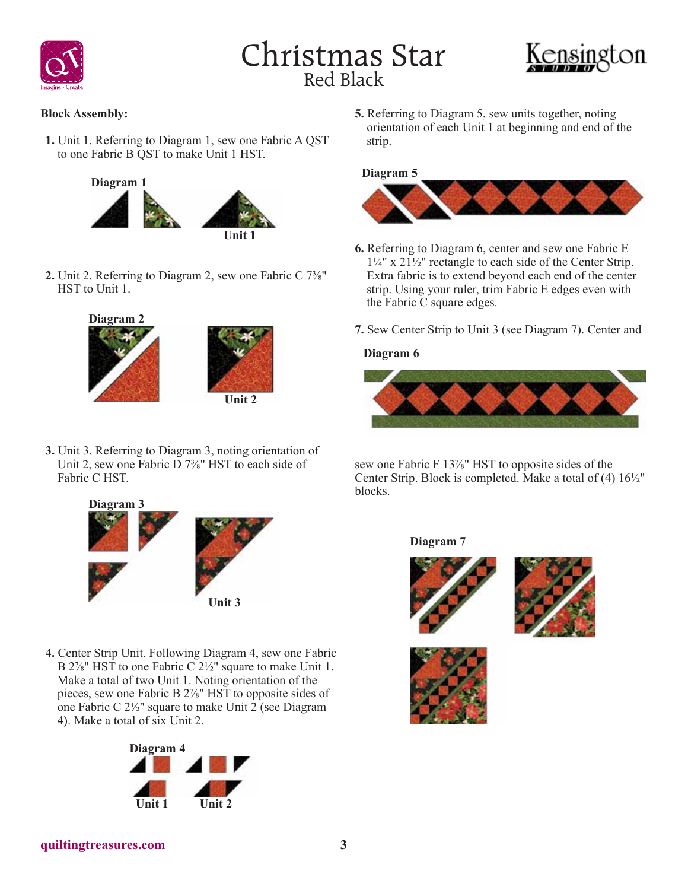# Christmas Star

## Red Black

**Block Assembly:**

1. Unit 1. Referring to Diagram 1, sew one Fabric A QST to one Fabric B QST to make Unit 1 HST.

**Diagram 1**

Unit 1

2. Unit 2. Referring to Diagram 2, sew one Fabric C 7⅜" HST to Unit 1.

**Diagram 2**

Unit 2

3. Unit 3. Referring to Diagram 3, noting orientation of Unit 2, sew one Fabric D 7⅜" HST to each side of Fabric C HST.

**Diagram 3**

Unit 3

4. Center Strip Unit. Following Diagram 4, sew one Fabric B 2⅞" HST to one Fabric C 2½" square to make Unit 1. Make a total of two Unit 1. Noting orientation of the pieces, sew one Fabric B 2⅞" HST to opposite sides of one Fabric C 2½" square to make Unit 2 (see Diagram 4). Make a total of six Unit 2.

**Diagram 4**

Unit 1 Unit 2

5. Referring to Diagram 5, sew units together, noting orientation of each Unit 1 at beginning and end of the strip.

**Diagram 5**

6. Referring to Diagram 6, center and sew one Fabric E 1¼" x 21½" rectangle to each side of the Center Strip. Extra fabric is to extend beyond each end of the center strip. Using your ruler, trim Fabric E edges even with the Fabric C square edges.

7. Sew Center Strip to Unit 3 (see Diagram 7). Center and sew one Fabric F 13⅞" HST to opposite sides of the Center Strip. Block is completed. Make a total of (4) 16½" blocks.

**Diagram 6**

**Diagram 7**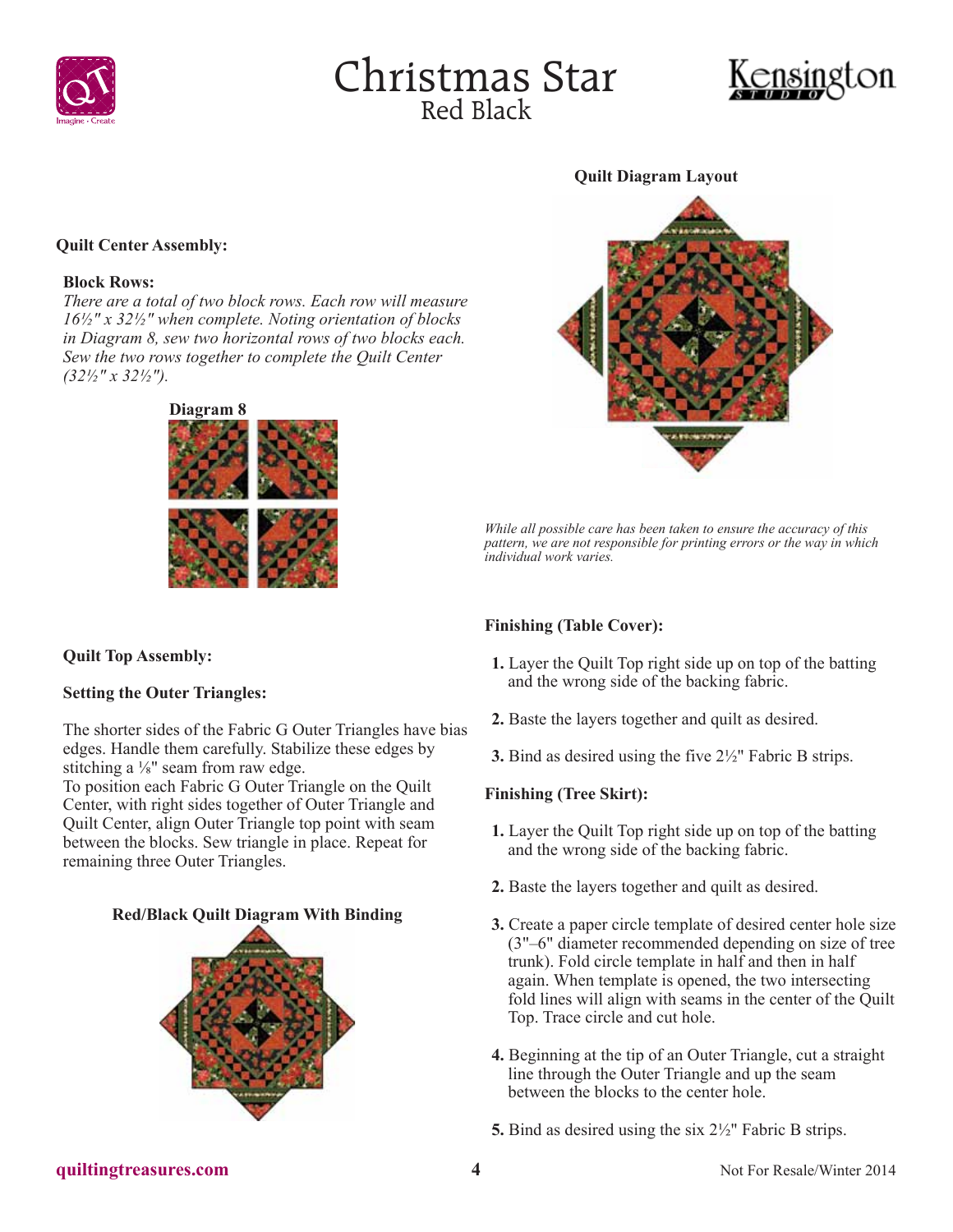# Christmas Star
## Red Black

### Quilt Center Assembly:

**Block Rows:**

*There are a total of two block rows. Each row will measure 16½" x 32½" when complete. Noting orientation of blocks in Diagram 8, sew two horizontal rows of two blocks each. Sew the two rows together to complete the Quilt Center (32½" x 32½").*

**Diagram 8**

### Quilt Top Assembly:

**Setting the Outer Triangles:**

The shorter sides of the Fabric G Outer Triangles have bias edges. Handle them carefully. Stabilize these edges by stitching a ⅛" seam from raw edge.

To position each Fabric G Outer Triangle on the Quilt Center, with right sides together of Outer Triangle and Quilt Center, align Outer Triangle top point with seam between the blocks. Sew triangle in place. Repeat for remaining three Outer Triangles.

**Red/Black Quilt Diagram With Binding**

**Quilt Diagram Layout**

*While all possible care has been taken to ensure the accuracy of this pattern, we are not responsible for printing errors or the way in which individual work varies.*

### Finishing (Table Cover):

1. Layer the Quilt Top right side up on top of the batting and the wrong side of the backing fabric.
2. Baste the layers together and quilt as desired.
3. Bind as desired using the five 2½" Fabric B strips.

### Finishing (Tree Skirt):

1. Layer the Quilt Top right side up on top of the batting and the wrong side of the backing fabric.
2. Baste the layers together and quilt as desired.
3. Create a paper circle template of desired center hole size (3"–6" diameter recommended depending on size of tree trunk). Fold circle template in half and then in half again. When template is opened, the two intersecting fold lines will align with seams in the center of the Quilt Top. Trace circle and cut hole.
4. Beginning at the tip of an Outer Triangle, cut a straight line through the Outer Triangle and up the seam between the blocks to the center hole.
5. Bind as desired using the six 2½" Fabric B strips.

quiltingtreasures.com — Not For Resale/Winter 2014